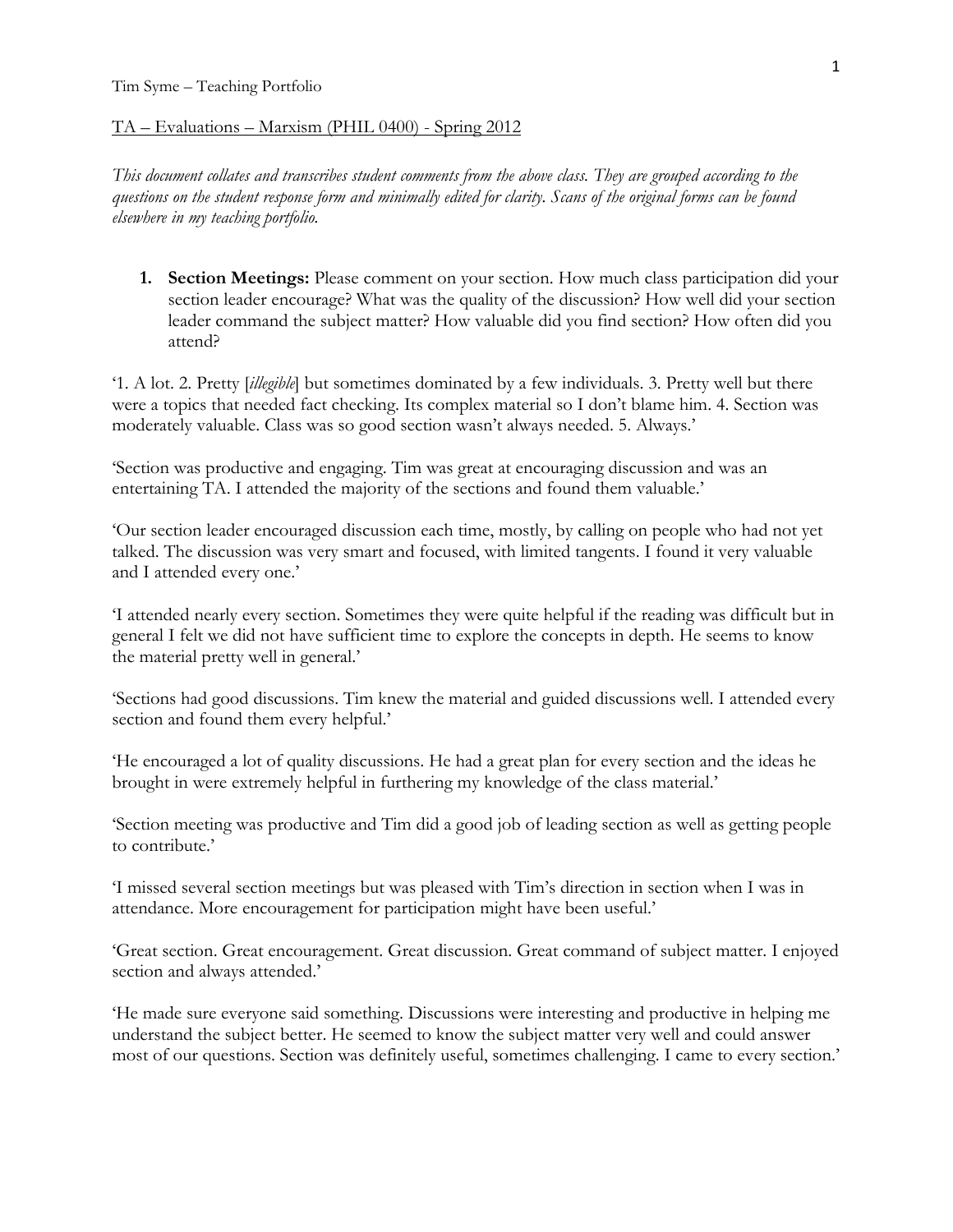Tim Syme – Teaching Portfolio

TA – Evaluations – Marxism (PHIL 0400) - Spring 2012

*This document collates and transcribes student comments from the above class. They are grouped according to the questions on the student response form and minimally edited for clarity. Scans of the original forms can be found elsewhere in my teaching portfolio.*

1. **Section Meetings:** Please comment on your section. How much class participation did your section leader encourage? What was the quality of the discussion? How well did your section leader command the subject matter? How valuable did you find section? How often did you attend?

'1. A lot. 2. Pretty [*illegible*] but sometimes dominated by a few individuals. 3. Pretty well but there were a topics that needed fact checking. Its complex material so I don't blame him. 4. Section was moderately valuable. Class was so good section wasn't always needed. 5. Always.'

'Section was productive and engaging. Tim was great at encouraging discussion and was an entertaining TA. I attended the majority of the sections and found them valuable.'

'Our section leader encouraged discussion each time, mostly, by calling on people who had not yet talked. The discussion was very smart and focused, with limited tangents. I found it very valuable and I attended every one.'

'I attended nearly every section. Sometimes they were quite helpful if the reading was difficult but in general I felt we did not have sufficient time to explore the concepts in depth. He seems to know the material pretty well in general.'

'Sections had good discussions. Tim knew the material and guided discussions well. I attended every section and found them every helpful.'

'He encouraged a lot of quality discussions. He had a great plan for every section and the ideas he brought in were extremely helpful in furthering my knowledge of the class material.'

'Section meeting was productive and Tim did a good job of leading section as well as getting people to contribute.'

'I missed several section meetings but was pleased with Tim's direction in section when I was in attendance. More encouragement for participation might have been useful.'

'Great section. Great encouragement. Great discussion. Great command of subject matter. I enjoyed section and always attended.'

'He made sure everyone said something. Discussions were interesting and productive in helping me understand the subject better. He seemed to know the subject matter very well and could answer most of our questions. Section was definitely useful, sometimes challenging. I came to every section.'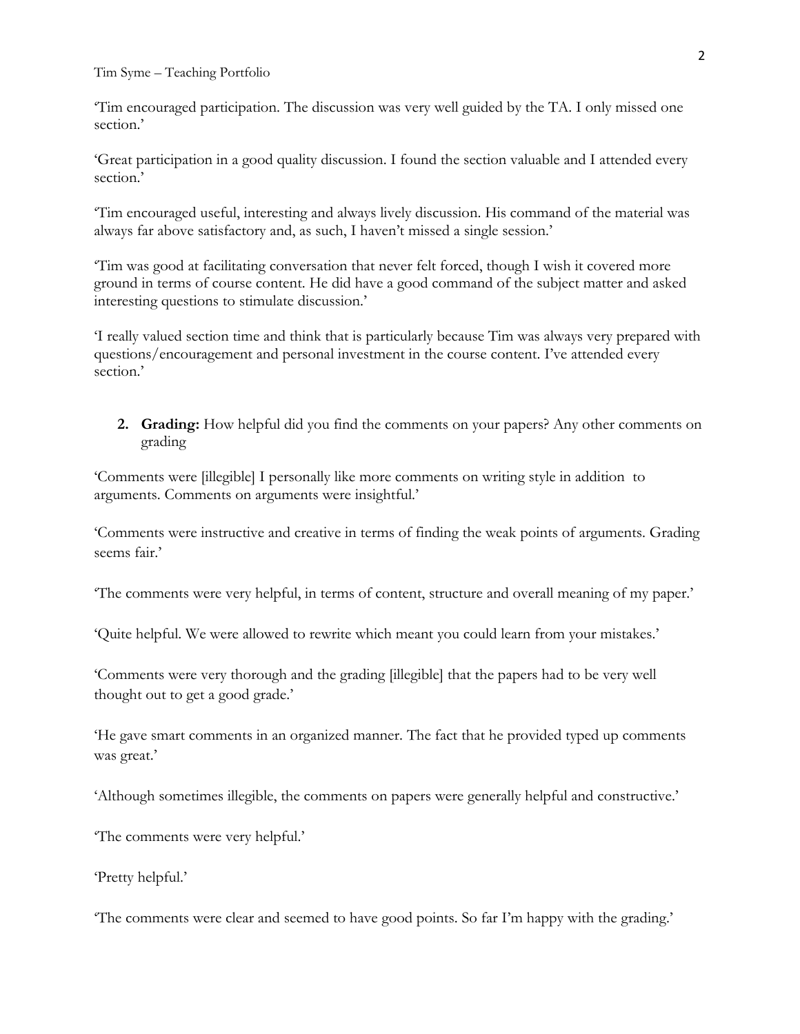'Tim encouraged participation. The discussion was very well guided by the TA. I only missed one section.'

'Great participation in a good quality discussion. I found the section valuable and I attended every section.'

'Tim encouraged useful, interesting and always lively discussion. His command of the material was always far above satisfactory and, as such, I haven't missed a single session.'

'Tim was good at facilitating conversation that never felt forced, though I wish it covered more ground in terms of course content. He did have a good command of the subject matter and asked interesting questions to stimulate discussion.'

'I really valued section time and think that is particularly because Tim was always very prepared with questions/encouragement and personal investment in the course content. I've attended every section.'

2. **Grading:** How helpful did you find the comments on your papers? Any other comments on grading

'Comments were [illegible] I personally like more comments on writing style in addition to arguments. Comments on arguments were insightful.'

'Comments were instructive and creative in terms of finding the weak points of arguments. Grading seems fair.'

'The comments were very helpful, in terms of content, structure and overall meaning of my paper.'

'Quite helpful. We were allowed to rewrite which meant you could learn from your mistakes.'

'Comments were very thorough and the grading [illegible] that the papers had to be very well thought out to get a good grade.'

'He gave smart comments in an organized manner. The fact that he provided typed up comments was great.'

'Although sometimes illegible, the comments on papers were generally helpful and constructive.'

'The comments were very helpful.'

'Pretty helpful.'

'The comments were clear and seemed to have good points. So far I'm happy with the grading.'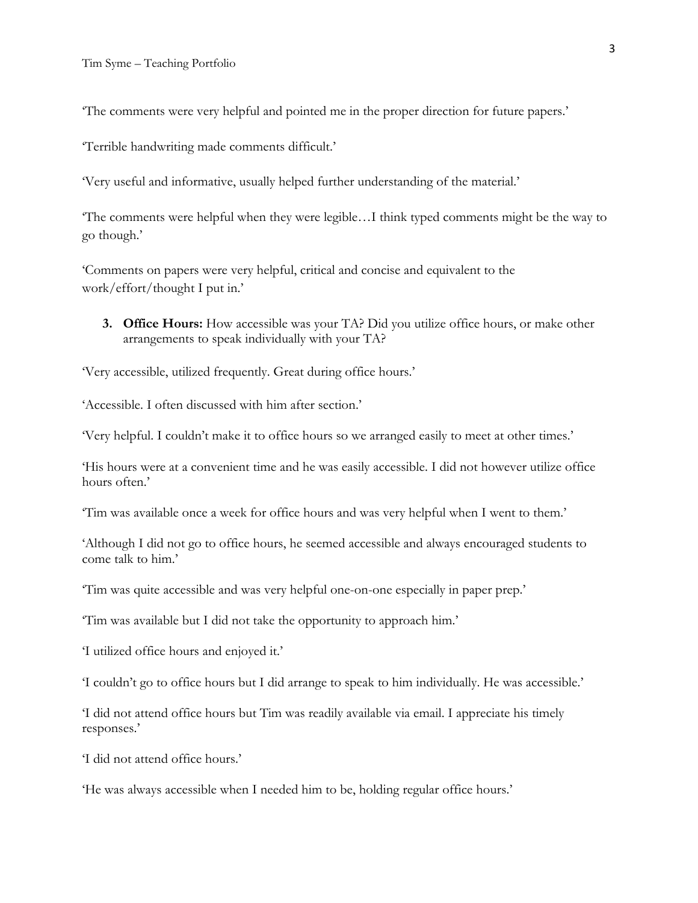'The comments were very helpful and pointed me in the proper direction for future papers.'

'Terrible handwriting made comments difficult.'

'Very useful and informative, usually helped further understanding of the material.'

'The comments were helpful when they were legible…I think typed comments might be the way to go though.'

'Comments on papers were very helpful, critical and concise and equivalent to the work/effort/thought I put in.'

3. **Office Hours:** How accessible was your TA? Did you utilize office hours, or make other arrangements to speak individually with your TA?

'Very accessible, utilized frequently. Great during office hours.'

'Accessible. I often discussed with him after section.'

'Very helpful. I couldn't make it to office hours so we arranged easily to meet at other times.'

'His hours were at a convenient time and he was easily accessible. I did not however utilize office hours often.'

'Tim was available once a week for office hours and was very helpful when I went to them.'

'Although I did not go to office hours, he seemed accessible and always encouraged students to come talk to him.'

'Tim was quite accessible and was very helpful one-on-one especially in paper prep.'

'Tim was available but I did not take the opportunity to approach him.'

'I utilized office hours and enjoyed it.'

'I couldn't go to office hours but I did arrange to speak to him individually. He was accessible.'

'I did not attend office hours but Tim was readily available via email. I appreciate his timely responses.'

'I did not attend office hours.'

'He was always accessible when I needed him to be, holding regular office hours.'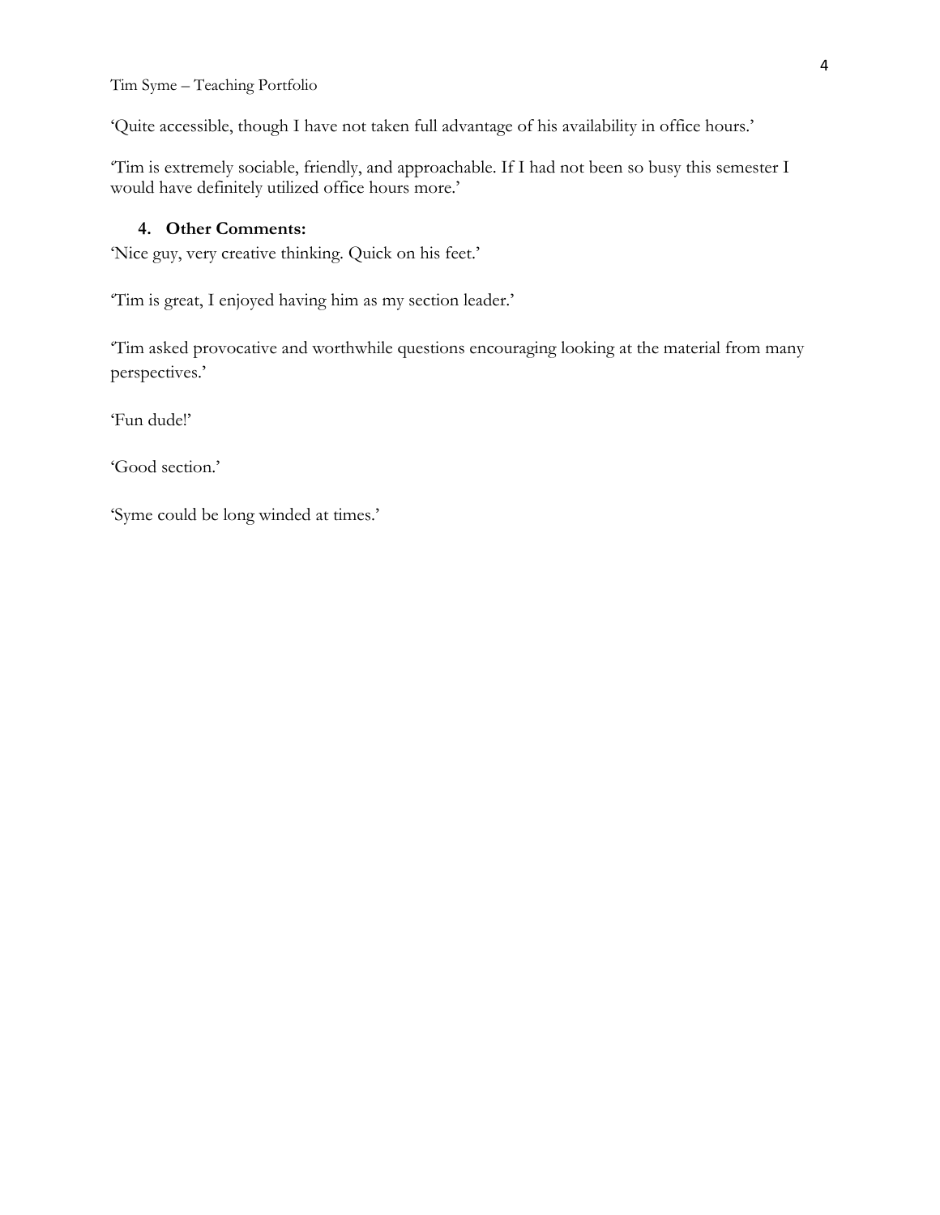'Quite accessible, though I have not taken full advantage of his availability in office hours.'

'Tim is extremely sociable, friendly, and approachable. If I had not been so busy this semester I would have definitely utilized office hours more.'

4. **Other Comments:**

'Nice guy, very creative thinking. Quick on his feet.'

'Tim is great, I enjoyed having him as my section leader.'

'Tim asked provocative and worthwhile questions encouraging looking at the material from many perspectives.'

'Fun dude!'

'Good section.'

'Syme could be long winded at times.'